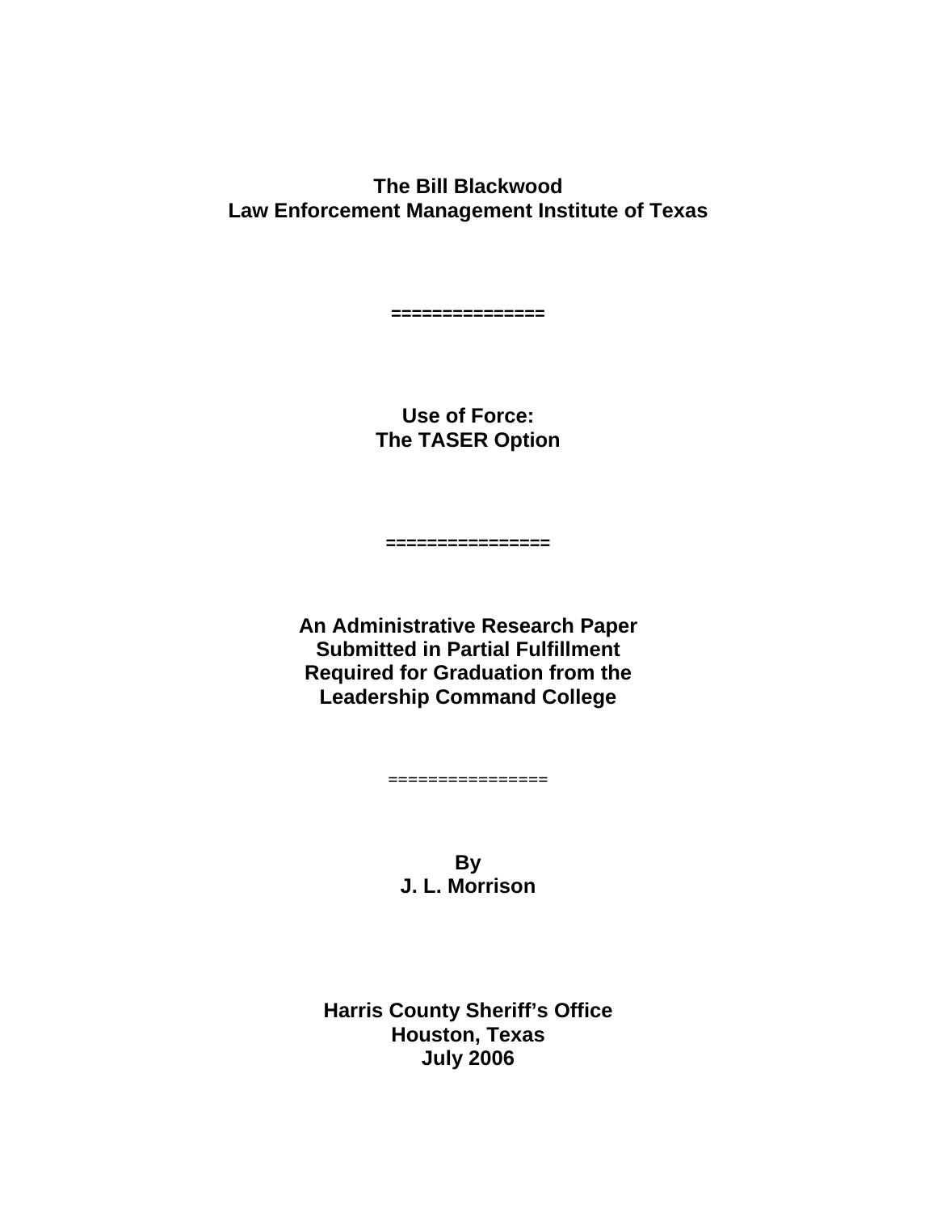**The Bill Blackwood**
**Law Enforcement Management Institute of Texas**

===============

# Use of Force:
# The TASER Option

================

**An Administrative Research Paper**
**Submitted in Partial Fulfillment**
**Required for Graduation from the**
**Leadership Command College**

================

**By**
**J. L. Morrison**

**Harris County Sheriff's Office**
**Houston, Texas**
**July 2006**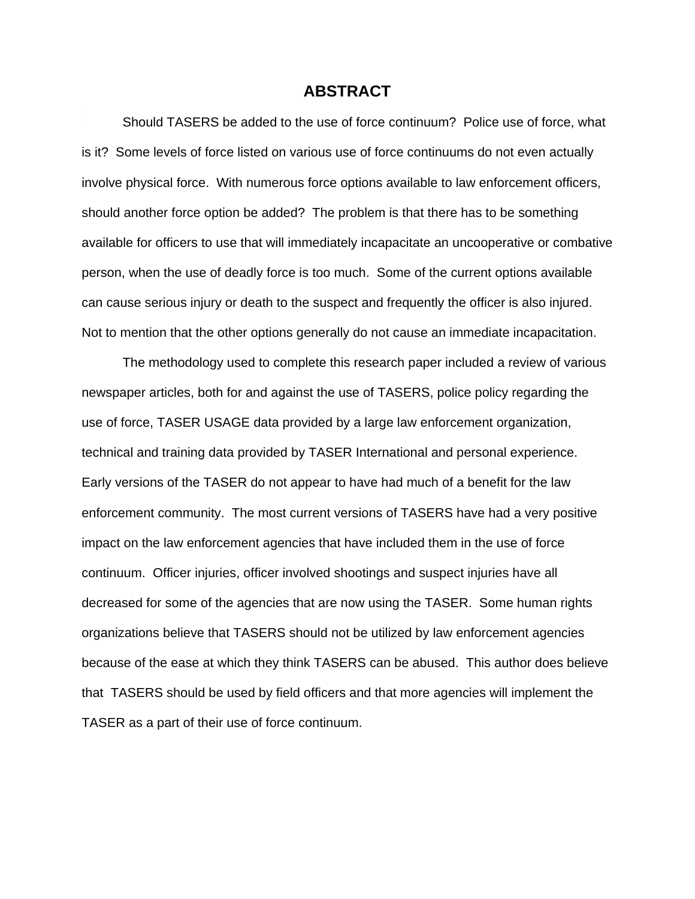# ABSTRACT

Should TASERS be added to the use of force continuum? Police use of force, what is it? Some levels of force listed on various use of force continuums do not even actually involve physical force. With numerous force options available to law enforcement officers, should another force option be added? The problem is that there has to be something available for officers to use that will immediately incapacitate an uncooperative or combative person, when the use of deadly force is too much. Some of the current options available can cause serious injury or death to the suspect and frequently the officer is also injured. Not to mention that the other options generally do not cause an immediate incapacitation.

The methodology used to complete this research paper included a review of various newspaper articles, both for and against the use of TASERS, police policy regarding the use of force, TASER USAGE data provided by a large law enforcement organization, technical and training data provided by TASER International and personal experience. Early versions of the TASER do not appear to have had much of a benefit for the law enforcement community. The most current versions of TASERS have had a very positive impact on the law enforcement agencies that have included them in the use of force continuum. Officer injuries, officer involved shootings and suspect injuries have all decreased for some of the agencies that are now using the TASER. Some human rights organizations believe that TASERS should not be utilized by law enforcement agencies because of the ease at which they think TASERS can be abused. This author does believe that TASERS should be used by field officers and that more agencies will implement the TASER as a part of their use of force continuum.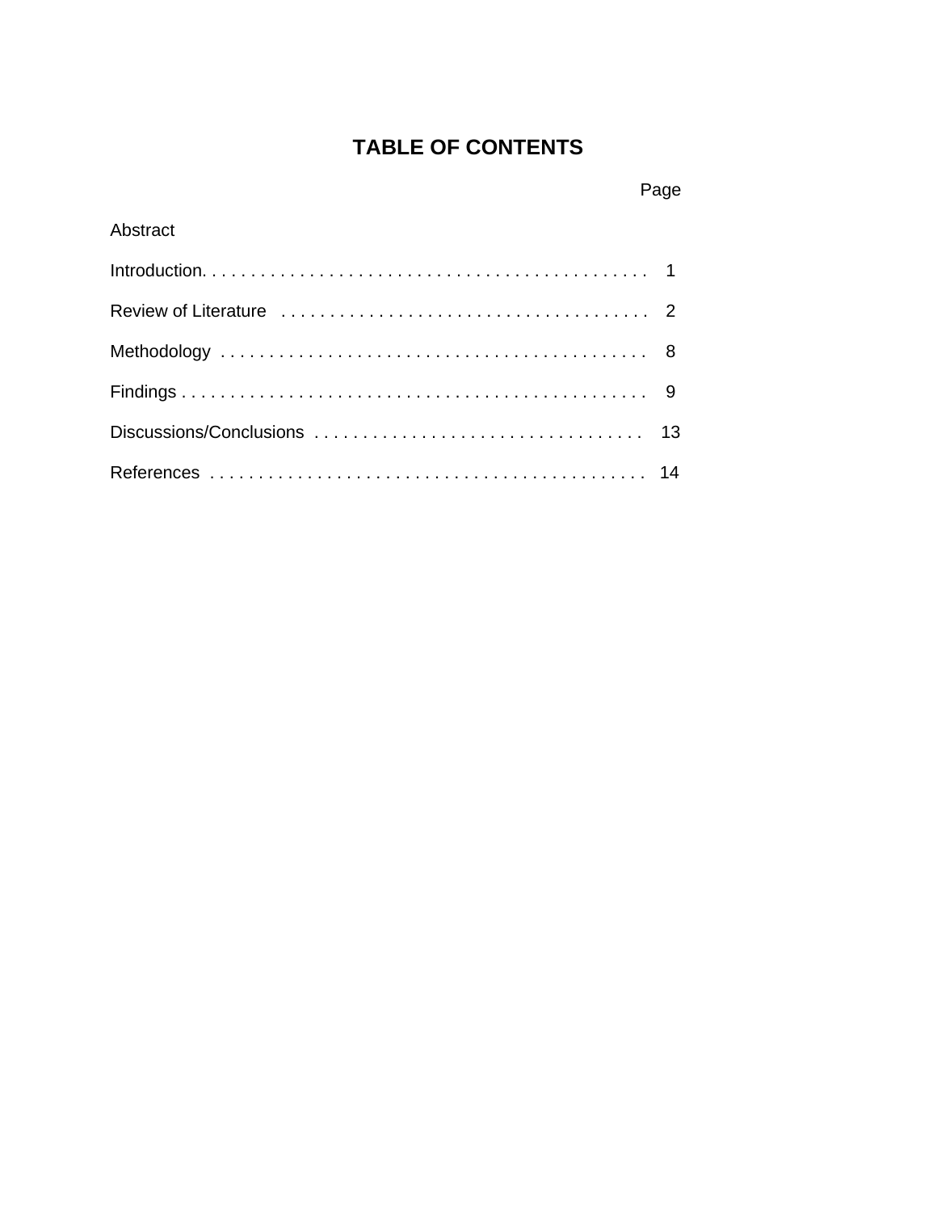# TABLE OF CONTENTS

| | Page |
|---|---|
| Abstract | |
| Introduction | 1 |
| Review of Literature | 2 |
| Methodology | 8 |
| Findings | 9 |
| Discussions/Conclusions | 13 |
| References | 14 |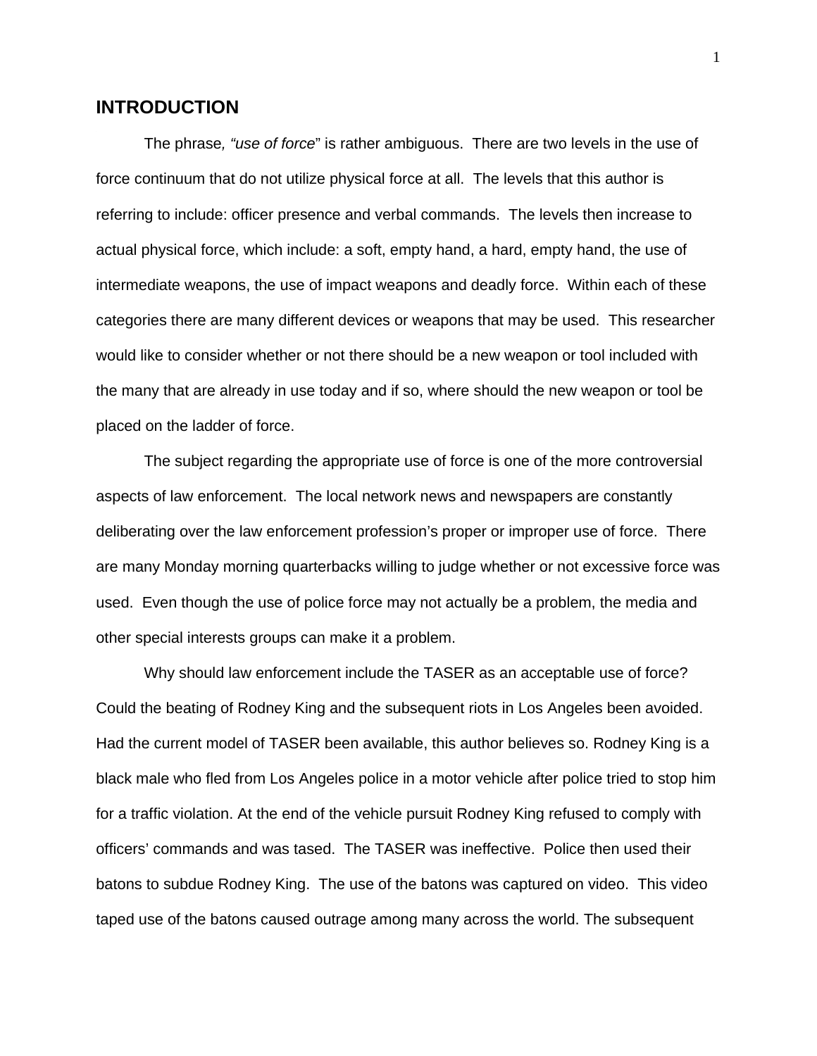# INTRODUCTION

The phrase*, "use of force*" is rather ambiguous. There are two levels in the use of force continuum that do not utilize physical force at all. The levels that this author is referring to include: officer presence and verbal commands. The levels then increase to actual physical force, which include: a soft, empty hand, a hard, empty hand, the use of intermediate weapons, the use of impact weapons and deadly force. Within each of these categories there are many different devices or weapons that may be used. This researcher would like to consider whether or not there should be a new weapon or tool included with the many that are already in use today and if so, where should the new weapon or tool be placed on the ladder of force.

The subject regarding the appropriate use of force is one of the more controversial aspects of law enforcement. The local network news and newspapers are constantly deliberating over the law enforcement profession's proper or improper use of force. There are many Monday morning quarterbacks willing to judge whether or not excessive force was used. Even though the use of police force may not actually be a problem, the media and other special interests groups can make it a problem.

Why should law enforcement include the TASER as an acceptable use of force? Could the beating of Rodney King and the subsequent riots in Los Angeles been avoided. Had the current model of TASER been available, this author believes so. Rodney King is a black male who fled from Los Angeles police in a motor vehicle after police tried to stop him for a traffic violation. At the end of the vehicle pursuit Rodney King refused to comply with officers' commands and was tased. The TASER was ineffective. Police then used their batons to subdue Rodney King. The use of the batons was captured on video. This video taped use of the batons caused outrage among many across the world. The subsequent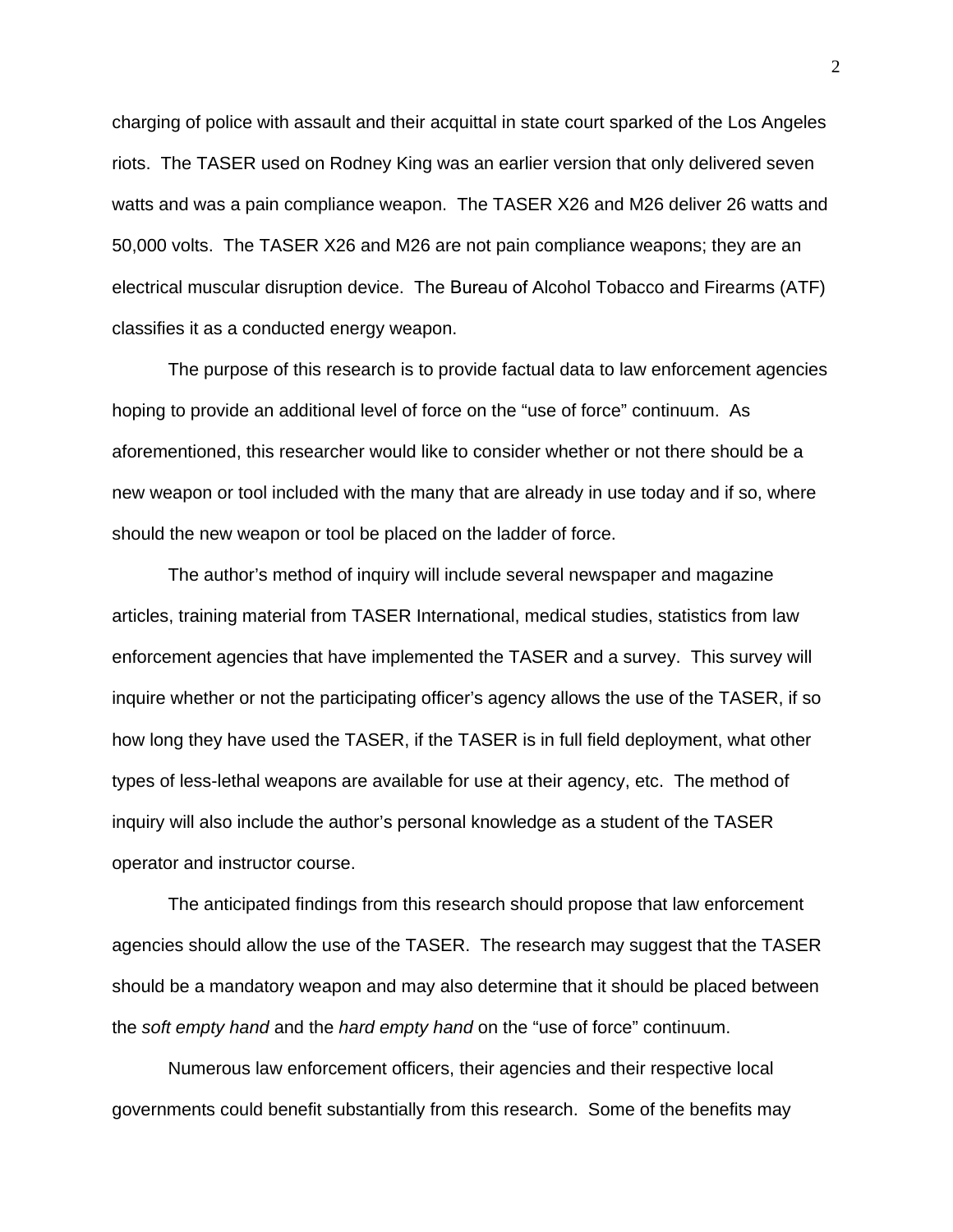charging of police with assault and their acquittal in state court sparked of the Los Angeles riots. The TASER used on Rodney King was an earlier version that only delivered seven watts and was a pain compliance weapon. The TASER X26 and M26 deliver 26 watts and 50,000 volts. The TASER X26 and M26 are not pain compliance weapons; they are an electrical muscular disruption device. The Bureau of Alcohol Tobacco and Firearms (ATF) classifies it as a conducted energy weapon.

The purpose of this research is to provide factual data to law enforcement agencies hoping to provide an additional level of force on the "use of force" continuum. As aforementioned, this researcher would like to consider whether or not there should be a new weapon or tool included with the many that are already in use today and if so, where should the new weapon or tool be placed on the ladder of force.

The author's method of inquiry will include several newspaper and magazine articles, training material from TASER International, medical studies, statistics from law enforcement agencies that have implemented the TASER and a survey. This survey will inquire whether or not the participating officer's agency allows the use of the TASER, if so how long they have used the TASER, if the TASER is in full field deployment, what other types of less-lethal weapons are available for use at their agency, etc. The method of inquiry will also include the author's personal knowledge as a student of the TASER operator and instructor course.

The anticipated findings from this research should propose that law enforcement agencies should allow the use of the TASER. The research may suggest that the TASER should be a mandatory weapon and may also determine that it should be placed between the *soft empty hand* and the *hard empty hand* on the "use of force" continuum.

Numerous law enforcement officers, their agencies and their respective local governments could benefit substantially from this research. Some of the benefits may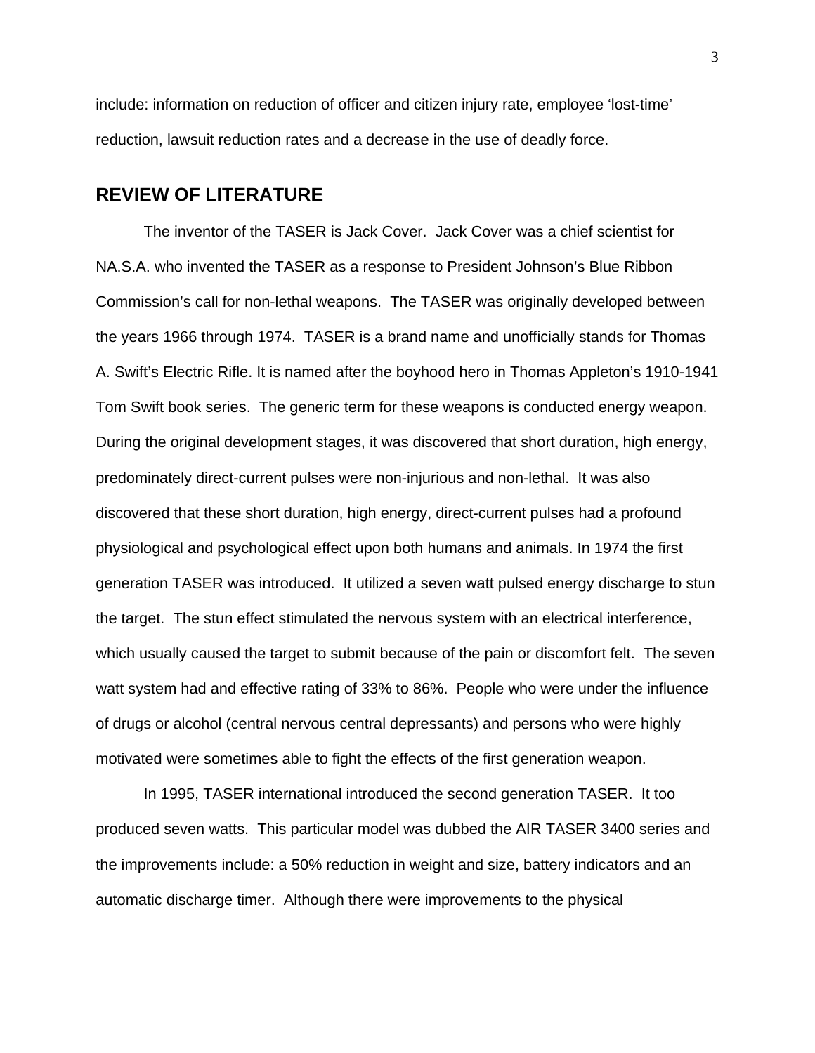include: information on reduction of officer and citizen injury rate, employee 'lost-time' reduction, lawsuit reduction rates and a decrease in the use of deadly force.

## REVIEW OF LITERATURE

The inventor of the TASER is Jack Cover. Jack Cover was a chief scientist for NA.S.A. who invented the TASER as a response to President Johnson's Blue Ribbon Commission's call for non-lethal weapons. The TASER was originally developed between the years 1966 through 1974. TASER is a brand name and unofficially stands for Thomas A. Swift's Electric Rifle. It is named after the boyhood hero in Thomas Appleton's 1910-1941 Tom Swift book series. The generic term for these weapons is conducted energy weapon. During the original development stages, it was discovered that short duration, high energy, predominately direct-current pulses were non-injurious and non-lethal. It was also discovered that these short duration, high energy, direct-current pulses had a profound physiological and psychological effect upon both humans and animals. In 1974 the first generation TASER was introduced. It utilized a seven watt pulsed energy discharge to stun the target. The stun effect stimulated the nervous system with an electrical interference, which usually caused the target to submit because of the pain or discomfort felt. The seven watt system had and effective rating of 33% to 86%. People who were under the influence of drugs or alcohol (central nervous central depressants) and persons who were highly motivated were sometimes able to fight the effects of the first generation weapon.

In 1995, TASER international introduced the second generation TASER. It too produced seven watts. This particular model was dubbed the AIR TASER 3400 series and the improvements include: a 50% reduction in weight and size, battery indicators and an automatic discharge timer. Although there were improvements to the physical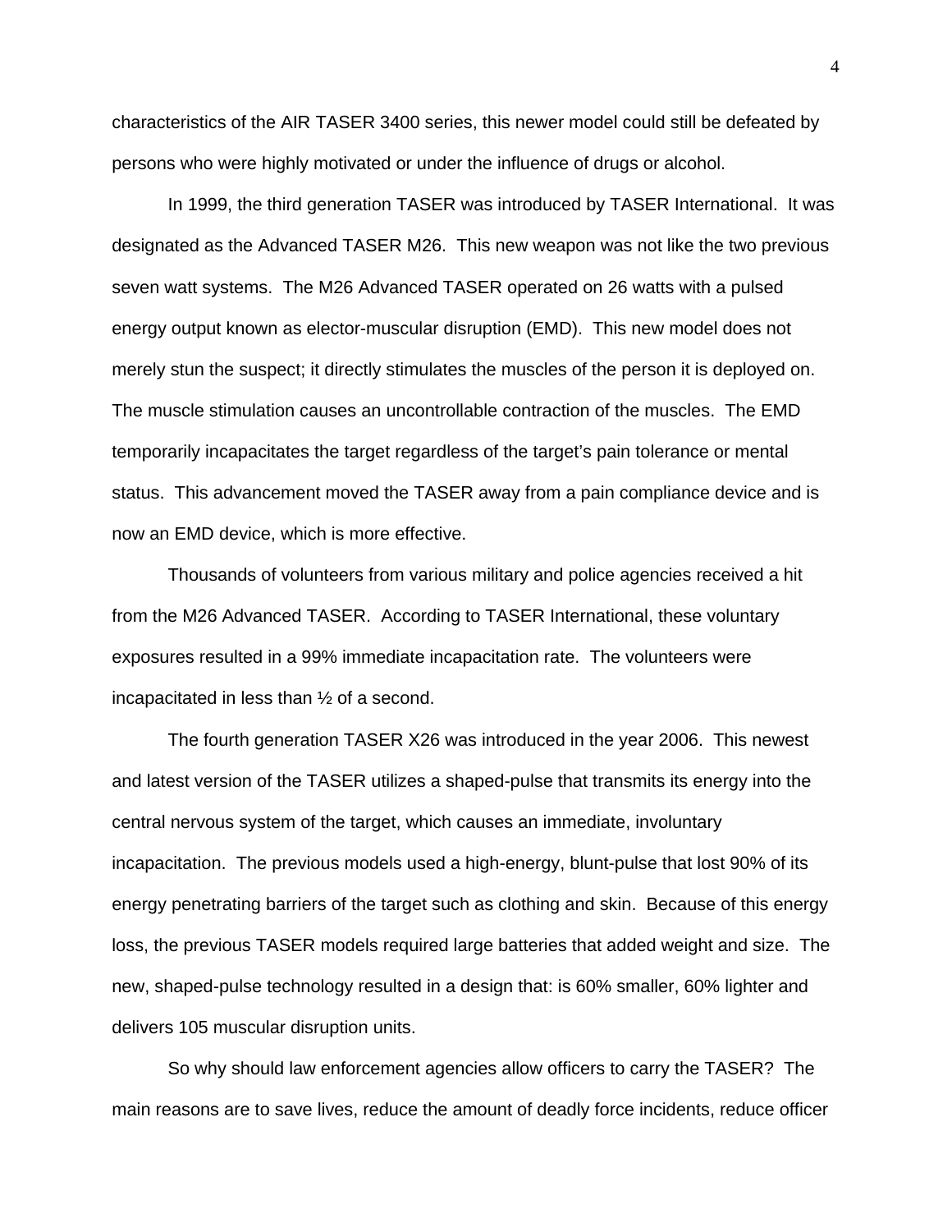characteristics of the AIR TASER 3400 series, this newer model could still be defeated by persons who were highly motivated or under the influence of drugs or alcohol.

In 1999, the third generation TASER was introduced by TASER International. It was designated as the Advanced TASER M26. This new weapon was not like the two previous seven watt systems. The M26 Advanced TASER operated on 26 watts with a pulsed energy output known as elector-muscular disruption (EMD). This new model does not merely stun the suspect; it directly stimulates the muscles of the person it is deployed on. The muscle stimulation causes an uncontrollable contraction of the muscles. The EMD temporarily incapacitates the target regardless of the target's pain tolerance or mental status. This advancement moved the TASER away from a pain compliance device and is now an EMD device, which is more effective.

Thousands of volunteers from various military and police agencies received a hit from the M26 Advanced TASER. According to TASER International, these voluntary exposures resulted in a 99% immediate incapacitation rate. The volunteers were incapacitated in less than ½ of a second.

The fourth generation TASER X26 was introduced in the year 2006. This newest and latest version of the TASER utilizes a shaped-pulse that transmits its energy into the central nervous system of the target, which causes an immediate, involuntary incapacitation. The previous models used a high-energy, blunt-pulse that lost 90% of its energy penetrating barriers of the target such as clothing and skin. Because of this energy loss, the previous TASER models required large batteries that added weight and size. The new, shaped-pulse technology resulted in a design that: is 60% smaller, 60% lighter and delivers 105 muscular disruption units.

So why should law enforcement agencies allow officers to carry the TASER? The main reasons are to save lives, reduce the amount of deadly force incidents, reduce officer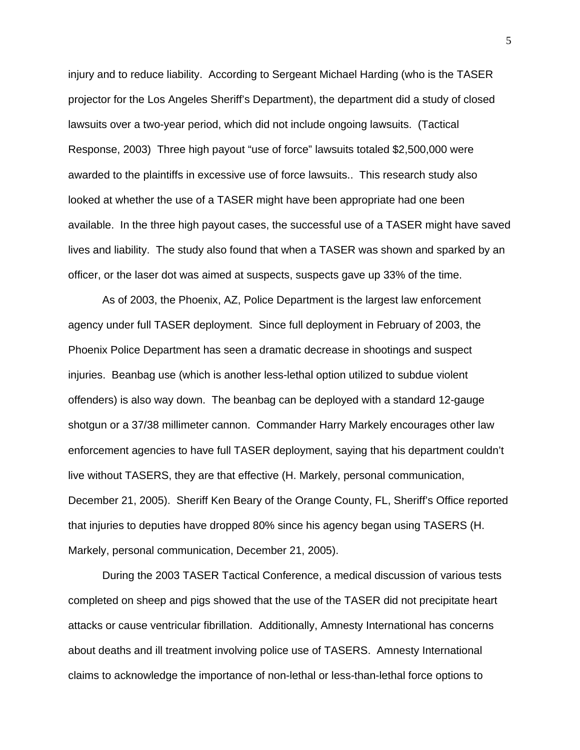injury and to reduce liability. According to Sergeant Michael Harding (who is the TASER projector for the Los Angeles Sheriff's Department), the department did a study of closed lawsuits over a two-year period, which did not include ongoing lawsuits. (Tactical Response, 2003) Three high payout "use of force" lawsuits totaled $2,500,000 were awarded to the plaintiffs in excessive use of force lawsuits.. This research study also looked at whether the use of a TASER might have been appropriate had one been available. In the three high payout cases, the successful use of a TASER might have saved lives and liability. The study also found that when a TASER was shown and sparked by an officer, or the laser dot was aimed at suspects, suspects gave up 33% of the time.

As of 2003, the Phoenix, AZ, Police Department is the largest law enforcement agency under full TASER deployment. Since full deployment in February of 2003, the Phoenix Police Department has seen a dramatic decrease in shootings and suspect injuries. Beanbag use (which is another less-lethal option utilized to subdue violent offenders) is also way down. The beanbag can be deployed with a standard 12-gauge shotgun or a 37/38 millimeter cannon. Commander Harry Markely encourages other law enforcement agencies to have full TASER deployment, saying that his department couldn't live without TASERS, they are that effective (H. Markely, personal communication, December 21, 2005). Sheriff Ken Beary of the Orange County, FL, Sheriff's Office reported that injuries to deputies have dropped 80% since his agency began using TASERS (H. Markely, personal communication, December 21, 2005).

During the 2003 TASER Tactical Conference, a medical discussion of various tests completed on sheep and pigs showed that the use of the TASER did not precipitate heart attacks or cause ventricular fibrillation. Additionally, Amnesty International has concerns about deaths and ill treatment involving police use of TASERS. Amnesty International claims to acknowledge the importance of non-lethal or less-than-lethal force options to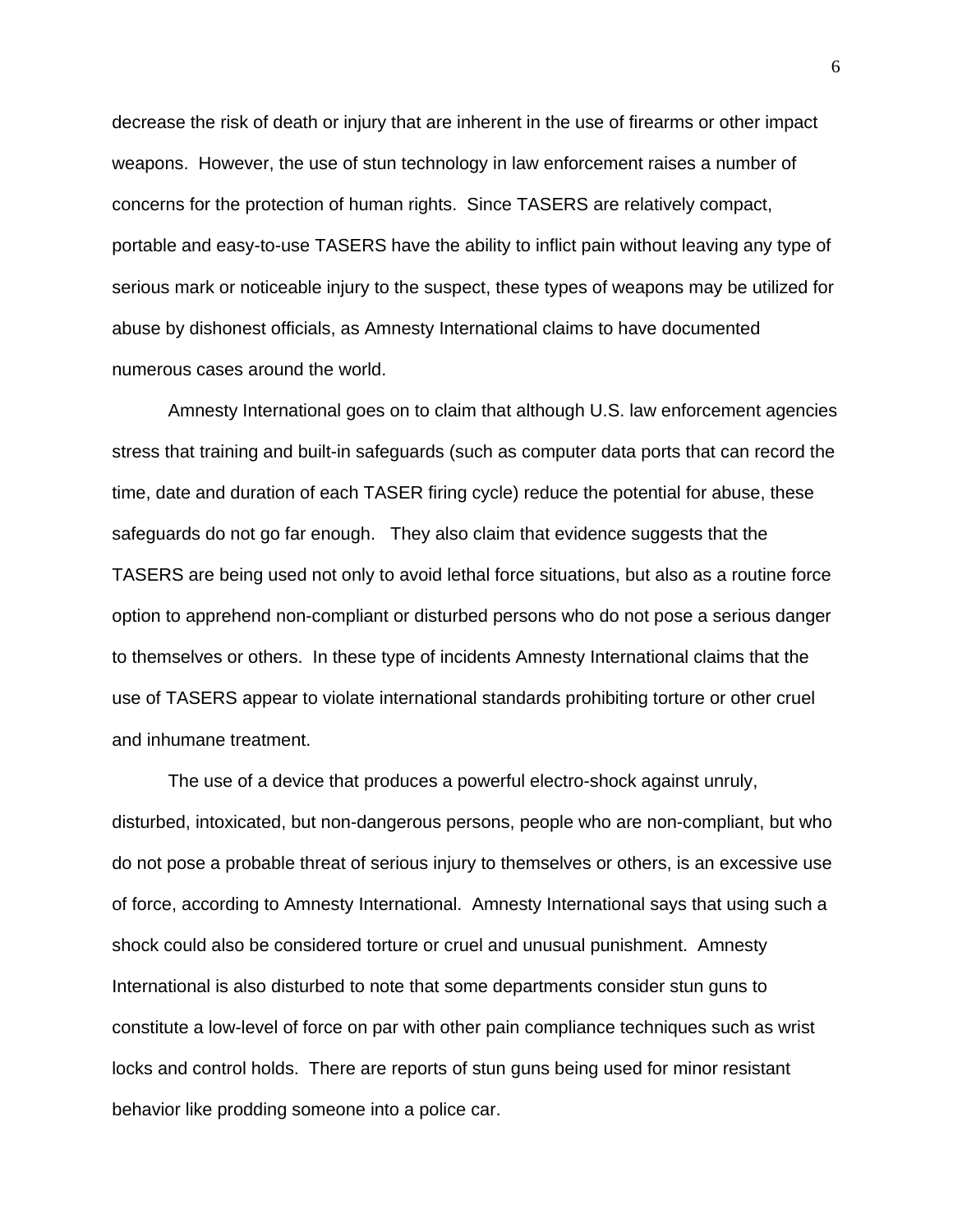decrease the risk of death or injury that are inherent in the use of firearms or other impact weapons. However, the use of stun technology in law enforcement raises a number of concerns for the protection of human rights. Since TASERS are relatively compact, portable and easy-to-use TASERS have the ability to inflict pain without leaving any type of serious mark or noticeable injury to the suspect, these types of weapons may be utilized for abuse by dishonest officials, as Amnesty International claims to have documented numerous cases around the world.

Amnesty International goes on to claim that although U.S. law enforcement agencies stress that training and built-in safeguards (such as computer data ports that can record the time, date and duration of each TASER firing cycle) reduce the potential for abuse, these safeguards do not go far enough. They also claim that evidence suggests that the TASERS are being used not only to avoid lethal force situations, but also as a routine force option to apprehend non-compliant or disturbed persons who do not pose a serious danger to themselves or others. In these type of incidents Amnesty International claims that the use of TASERS appear to violate international standards prohibiting torture or other cruel and inhumane treatment.

The use of a device that produces a powerful electro-shock against unruly, disturbed, intoxicated, but non-dangerous persons, people who are non-compliant, but who do not pose a probable threat of serious injury to themselves or others, is an excessive use of force, according to Amnesty International. Amnesty International says that using such a shock could also be considered torture or cruel and unusual punishment. Amnesty International is also disturbed to note that some departments consider stun guns to constitute a low-level of force on par with other pain compliance techniques such as wrist locks and control holds. There are reports of stun guns being used for minor resistant behavior like prodding someone into a police car.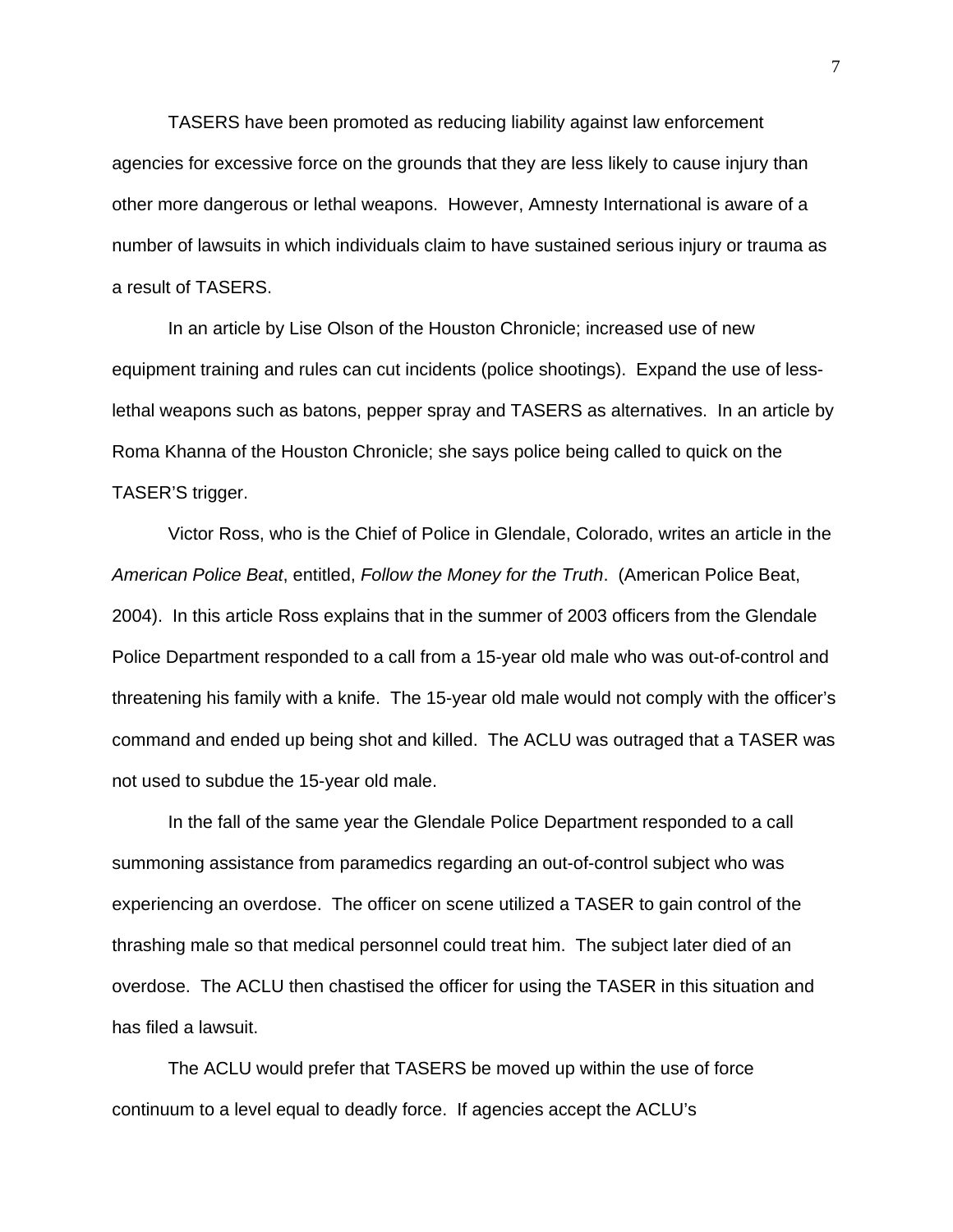TASERS have been promoted as reducing liability against law enforcement agencies for excessive force on the grounds that they are less likely to cause injury than other more dangerous or lethal weapons. However, Amnesty International is aware of a number of lawsuits in which individuals claim to have sustained serious injury or trauma as a result of TASERS.

In an article by Lise Olson of the Houston Chronicle; increased use of new equipment training and rules can cut incidents (police shootings). Expand the use of less-lethal weapons such as batons, pepper spray and TASERS as alternatives. In an article by Roma Khanna of the Houston Chronicle; she says police being called to quick on the TASER'S trigger.

Victor Ross, who is the Chief of Police in Glendale, Colorado, writes an article in the *American Police Beat*, entitled, *Follow the Money for the Truth*. (American Police Beat, 2004). In this article Ross explains that in the summer of 2003 officers from the Glendale Police Department responded to a call from a 15-year old male who was out-of-control and threatening his family with a knife. The 15-year old male would not comply with the officer's command and ended up being shot and killed. The ACLU was outraged that a TASER was not used to subdue the 15-year old male.

In the fall of the same year the Glendale Police Department responded to a call summoning assistance from paramedics regarding an out-of-control subject who was experiencing an overdose. The officer on scene utilized a TASER to gain control of the thrashing male so that medical personnel could treat him. The subject later died of an overdose. The ACLU then chastised the officer for using the TASER in this situation and has filed a lawsuit.

The ACLU would prefer that TASERS be moved up within the use of force continuum to a level equal to deadly force. If agencies accept the ACLU's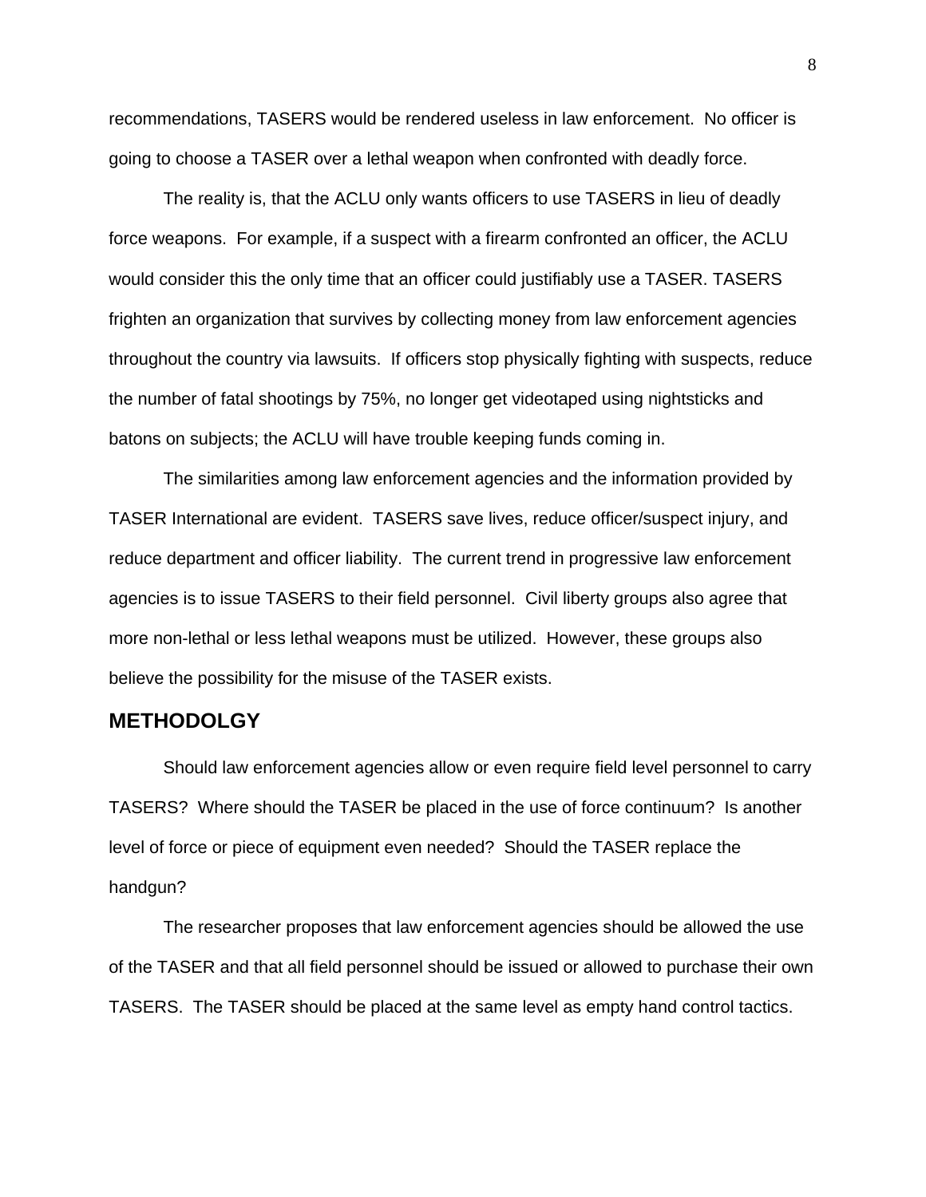recommendations, TASERS would be rendered useless in law enforcement. No officer is going to choose a TASER over a lethal weapon when confronted with deadly force.

The reality is, that the ACLU only wants officers to use TASERS in lieu of deadly force weapons. For example, if a suspect with a firearm confronted an officer, the ACLU would consider this the only time that an officer could justifiably use a TASER. TASERS frighten an organization that survives by collecting money from law enforcement agencies throughout the country via lawsuits. If officers stop physically fighting with suspects, reduce the number of fatal shootings by 75%, no longer get videotaped using nightsticks and batons on subjects; the ACLU will have trouble keeping funds coming in.

The similarities among law enforcement agencies and the information provided by TASER International are evident. TASERS save lives, reduce officer/suspect injury, and reduce department and officer liability. The current trend in progressive law enforcement agencies is to issue TASERS to their field personnel. Civil liberty groups also agree that more non-lethal or less lethal weapons must be utilized. However, these groups also believe the possibility for the misuse of the TASER exists.

## METHODOLGY

Should law enforcement agencies allow or even require field level personnel to carry TASERS? Where should the TASER be placed in the use of force continuum? Is another level of force or piece of equipment even needed? Should the TASER replace the handgun?

The researcher proposes that law enforcement agencies should be allowed the use of the TASER and that all field personnel should be issued or allowed to purchase their own TASERS. The TASER should be placed at the same level as empty hand control tactics.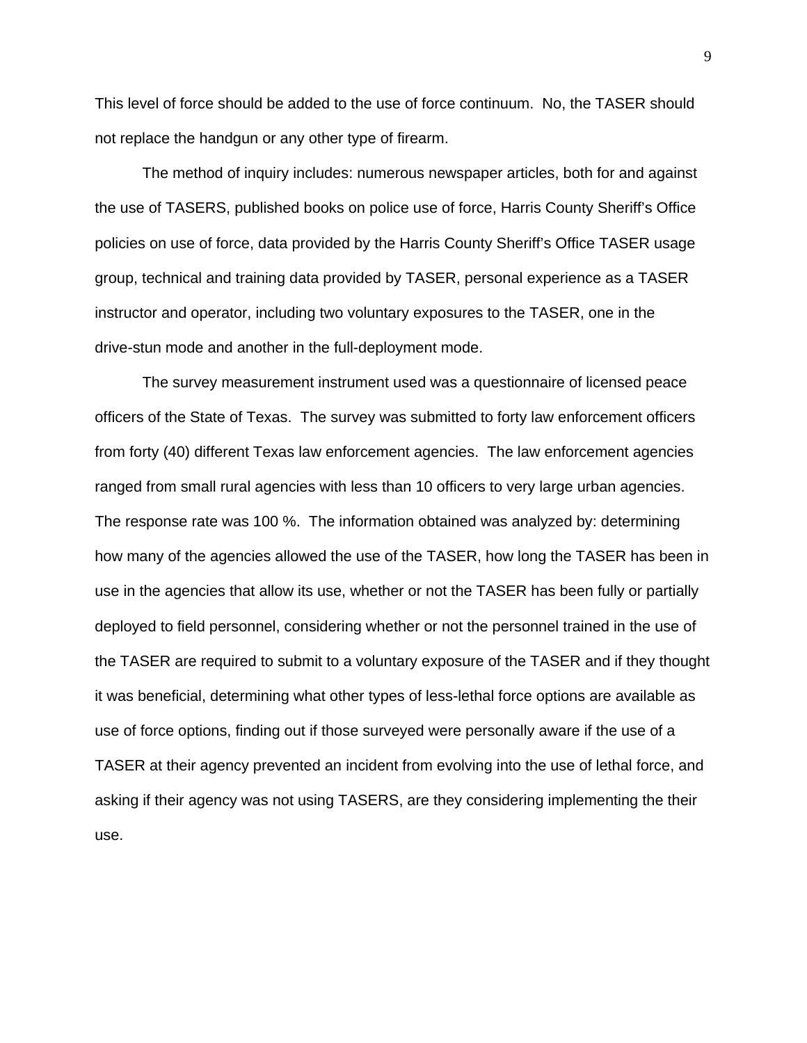This level of force should be added to the use of force continuum. No, the TASER should not replace the handgun or any other type of firearm.

The method of inquiry includes: numerous newspaper articles, both for and against the use of TASERS, published books on police use of force, Harris County Sheriff's Office policies on use of force, data provided by the Harris County Sheriff's Office TASER usage group, technical and training data provided by TASER, personal experience as a TASER instructor and operator, including two voluntary exposures to the TASER, one in the drive-stun mode and another in the full-deployment mode.

The survey measurement instrument used was a questionnaire of licensed peace officers of the State of Texas. The survey was submitted to forty law enforcement officers from forty (40) different Texas law enforcement agencies. The law enforcement agencies ranged from small rural agencies with less than 10 officers to very large urban agencies. The response rate was 100 %. The information obtained was analyzed by: determining how many of the agencies allowed the use of the TASER, how long the TASER has been in use in the agencies that allow its use, whether or not the TASER has been fully or partially deployed to field personnel, considering whether or not the personnel trained in the use of the TASER are required to submit to a voluntary exposure of the TASER and if they thought it was beneficial, determining what other types of less-lethal force options are available as use of force options, finding out if those surveyed were personally aware if the use of a TASER at their agency prevented an incident from evolving into the use of lethal force, and asking if their agency was not using TASERS, are they considering implementing the their use.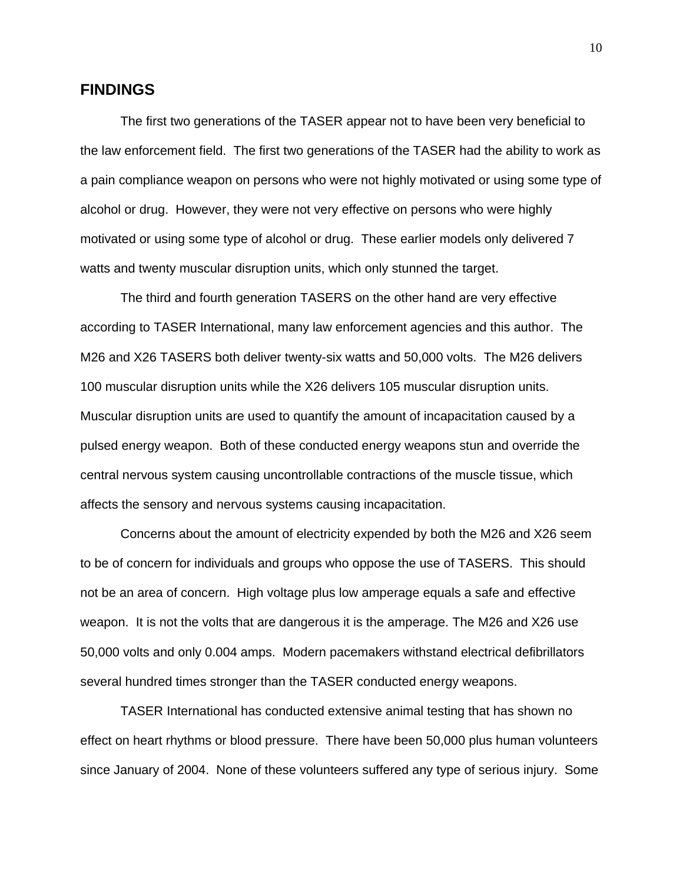## FINDINGS

The first two generations of the TASER appear not to have been very beneficial to the law enforcement field. The first two generations of the TASER had the ability to work as a pain compliance weapon on persons who were not highly motivated or using some type of alcohol or drug. However, they were not very effective on persons who were highly motivated or using some type of alcohol or drug. These earlier models only delivered 7 watts and twenty muscular disruption units, which only stunned the target.

The third and fourth generation TASERS on the other hand are very effective according to TASER International, many law enforcement agencies and this author. The M26 and X26 TASERS both deliver twenty-six watts and 50,000 volts. The M26 delivers 100 muscular disruption units while the X26 delivers 105 muscular disruption units. Muscular disruption units are used to quantify the amount of incapacitation caused by a pulsed energy weapon. Both of these conducted energy weapons stun and override the central nervous system causing uncontrollable contractions of the muscle tissue, which affects the sensory and nervous systems causing incapacitation.

Concerns about the amount of electricity expended by both the M26 and X26 seem to be of concern for individuals and groups who oppose the use of TASERS. This should not be an area of concern. High voltage plus low amperage equals a safe and effective weapon. It is not the volts that are dangerous it is the amperage. The M26 and X26 use 50,000 volts and only 0.004 amps. Modern pacemakers withstand electrical defibrillators several hundred times stronger than the TASER conducted energy weapons.

TASER International has conducted extensive animal testing that has shown no effect on heart rhythms or blood pressure. There have been 50,000 plus human volunteers since January of 2004. None of these volunteers suffered any type of serious injury. Some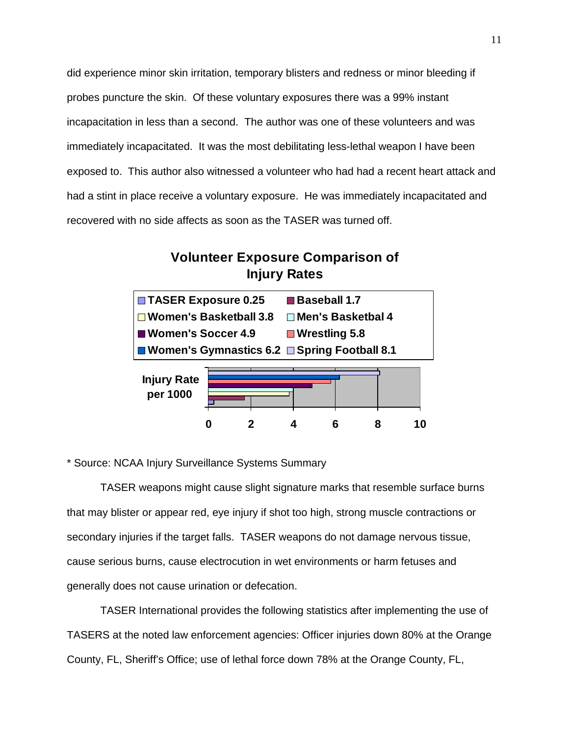did experience minor skin irritation, temporary blisters and redness or minor bleeding if probes puncture the skin. Of these voluntary exposures there was a 99% instant incapacitation in less than a second. The author was one of these volunteers and was immediately incapacitated. It was the most debilitating less-lethal weapon I have been exposed to. This author also witnessed a volunteer who had had a recent heart attack and had a stint in place receive a voluntary exposure. He was immediately incapacitated and recovered with no side affects as soon as the TASER was turned off.

**Volunteer Exposure Comparison of Injury Rates**

| Category | Injury Rate per 1000 |
|---|---|
| TASER Exposure | 0.25 |
| Baseball | 1.7 |
| Women's Basketball | 3.8 |
| Men's Basketbal | 4 |
| Women's Soccer | 4.9 |
| Wrestling | 5.8 |
| Women's Gymnastics | 6.2 |
| Spring Football | 8.1 |

\* Source: NCAA Injury Surveillance Systems Summary

TASER weapons might cause slight signature marks that resemble surface burns that may blister or appear red, eye injury if shot too high, strong muscle contractions or secondary injuries if the target falls. TASER weapons do not damage nervous tissue, cause serious burns, cause electrocution in wet environments or harm fetuses and generally does not cause urination or defecation.

TASER International provides the following statistics after implementing the use of TASERS at the noted law enforcement agencies: Officer injuries down 80% at the Orange County, FL, Sheriff's Office; use of lethal force down 78% at the Orange County, FL,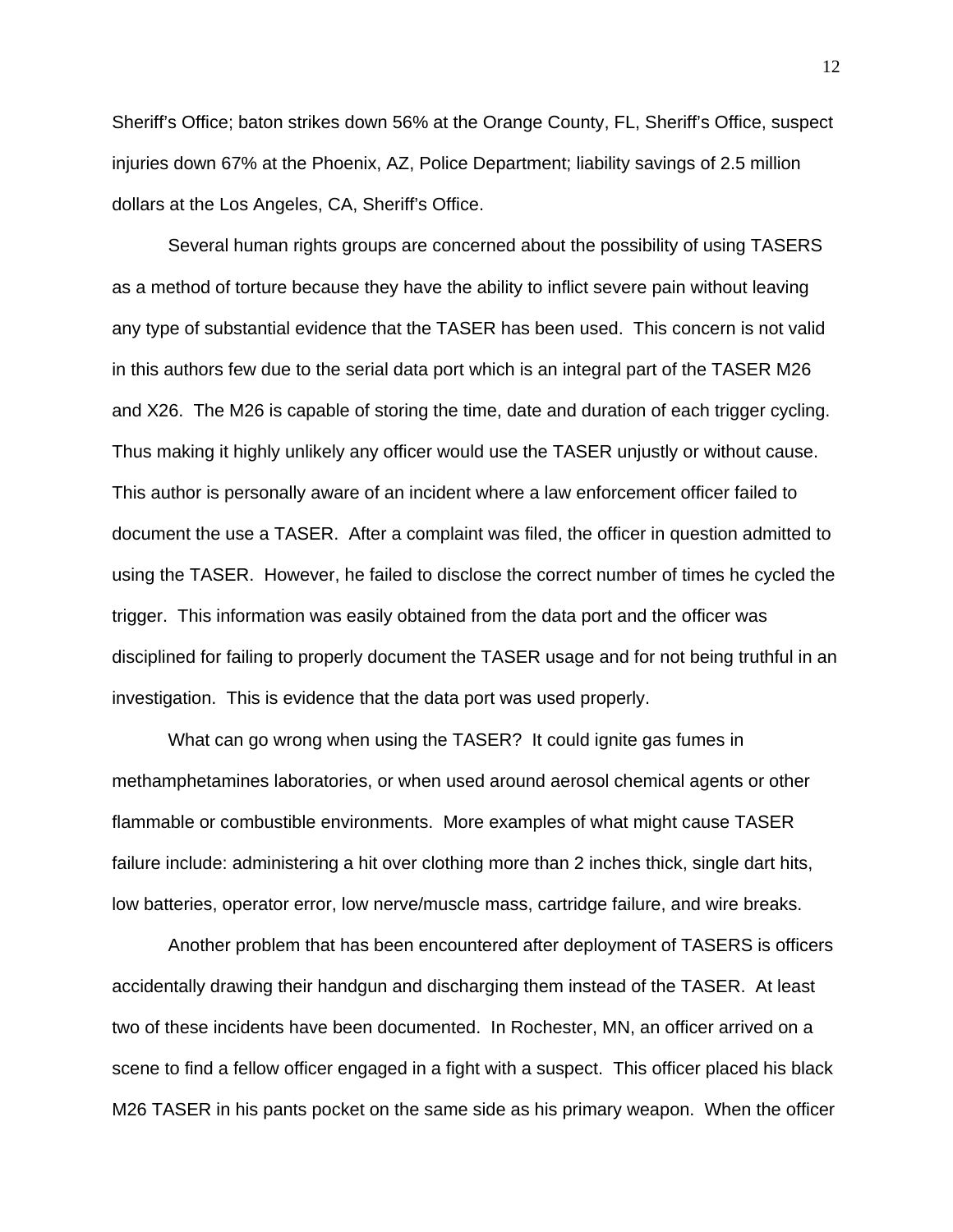Sheriff's Office; baton strikes down 56% at the Orange County, FL, Sheriff's Office, suspect injuries down 67% at the Phoenix, AZ, Police Department; liability savings of 2.5 million dollars at the Los Angeles, CA, Sheriff's Office.

Several human rights groups are concerned about the possibility of using TASERS as a method of torture because they have the ability to inflict severe pain without leaving any type of substantial evidence that the TASER has been used. This concern is not valid in this authors few due to the serial data port which is an integral part of the TASER M26 and X26. The M26 is capable of storing the time, date and duration of each trigger cycling. Thus making it highly unlikely any officer would use the TASER unjustly or without cause. This author is personally aware of an incident where a law enforcement officer failed to document the use a TASER. After a complaint was filed, the officer in question admitted to using the TASER. However, he failed to disclose the correct number of times he cycled the trigger. This information was easily obtained from the data port and the officer was disciplined for failing to properly document the TASER usage and for not being truthful in an investigation. This is evidence that the data port was used properly.

What can go wrong when using the TASER? It could ignite gas fumes in methamphetamines laboratories, or when used around aerosol chemical agents or other flammable or combustible environments. More examples of what might cause TASER failure include: administering a hit over clothing more than 2 inches thick, single dart hits, low batteries, operator error, low nerve/muscle mass, cartridge failure, and wire breaks.

Another problem that has been encountered after deployment of TASERS is officers accidentally drawing their handgun and discharging them instead of the TASER. At least two of these incidents have been documented. In Rochester, MN, an officer arrived on a scene to find a fellow officer engaged in a fight with a suspect. This officer placed his black M26 TASER in his pants pocket on the same side as his primary weapon. When the officer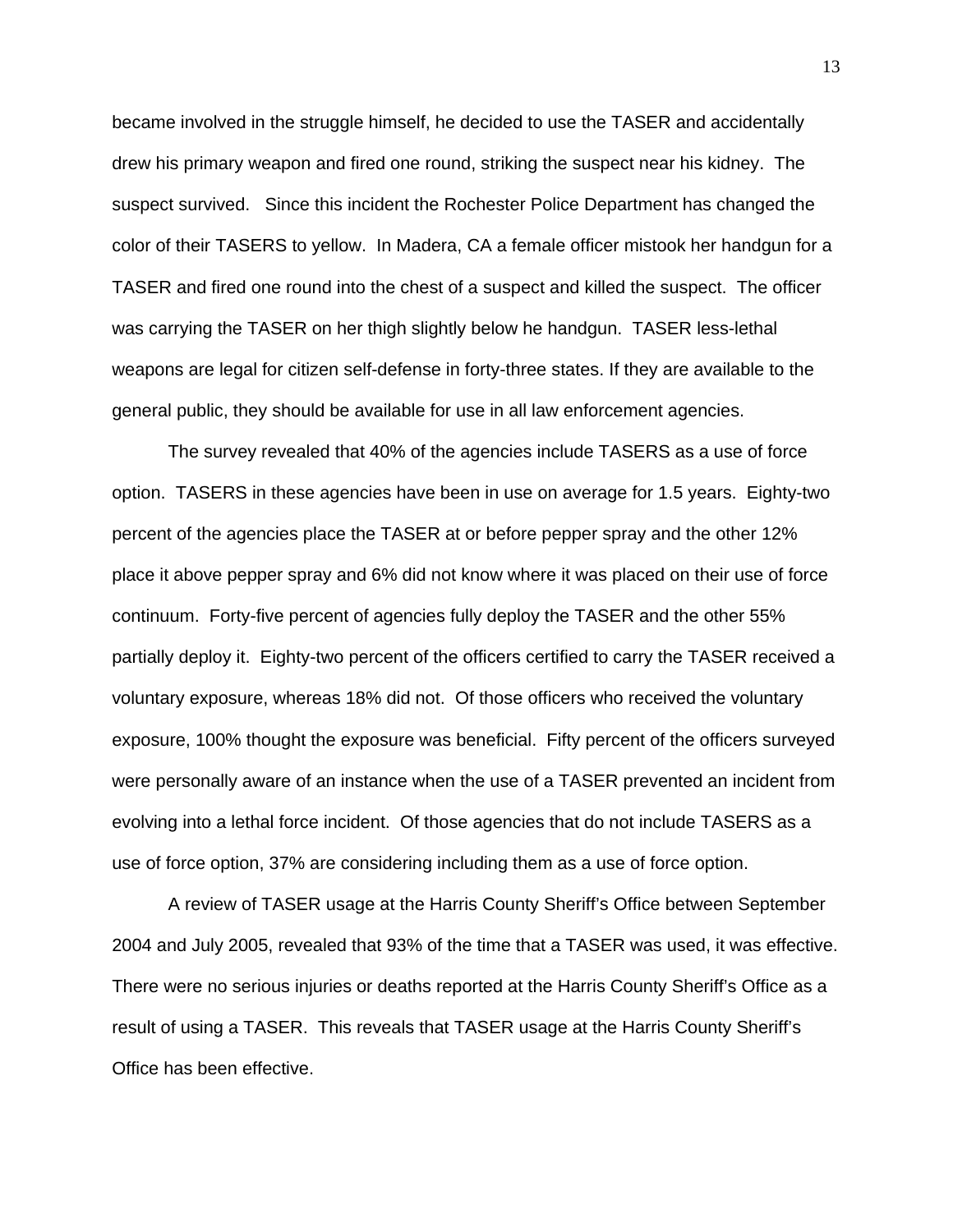became involved in the struggle himself, he decided to use the TASER and accidentally drew his primary weapon and fired one round, striking the suspect near his kidney. The suspect survived. Since this incident the Rochester Police Department has changed the color of their TASERS to yellow. In Madera, CA a female officer mistook her handgun for a TASER and fired one round into the chest of a suspect and killed the suspect. The officer was carrying the TASER on her thigh slightly below he handgun. TASER less-lethal weapons are legal for citizen self-defense in forty-three states. If they are available to the general public, they should be available for use in all law enforcement agencies.

The survey revealed that 40% of the agencies include TASERS as a use of force option. TASERS in these agencies have been in use on average for 1.5 years. Eighty-two percent of the agencies place the TASER at or before pepper spray and the other 12% place it above pepper spray and 6% did not know where it was placed on their use of force continuum. Forty-five percent of agencies fully deploy the TASER and the other 55% partially deploy it. Eighty-two percent of the officers certified to carry the TASER received a voluntary exposure, whereas 18% did not. Of those officers who received the voluntary exposure, 100% thought the exposure was beneficial. Fifty percent of the officers surveyed were personally aware of an instance when the use of a TASER prevented an incident from evolving into a lethal force incident. Of those agencies that do not include TASERS as a use of force option, 37% are considering including them as a use of force option.

A review of TASER usage at the Harris County Sheriff's Office between September 2004 and July 2005, revealed that 93% of the time that a TASER was used, it was effective. There were no serious injuries or deaths reported at the Harris County Sheriff's Office as a result of using a TASER. This reveals that TASER usage at the Harris County Sheriff's Office has been effective.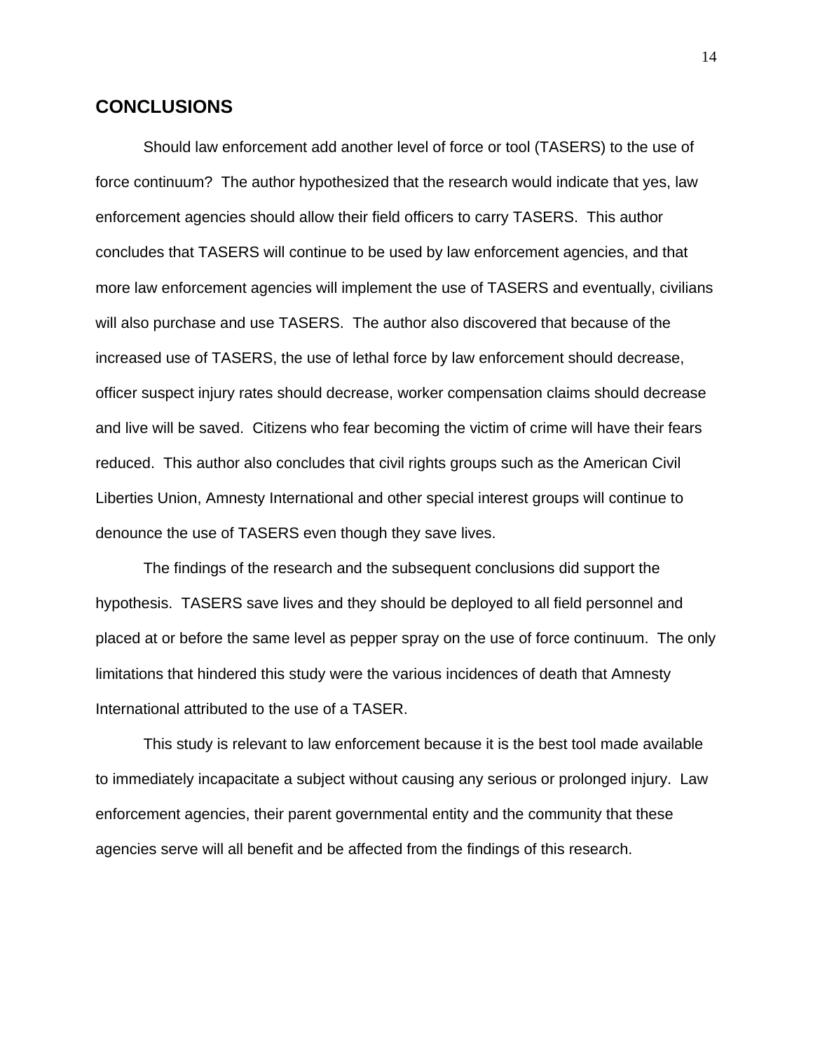## CONCLUSIONS

Should law enforcement add another level of force or tool (TASERS) to the use of force continuum? The author hypothesized that the research would indicate that yes, law enforcement agencies should allow their field officers to carry TASERS. This author concludes that TASERS will continue to be used by law enforcement agencies, and that more law enforcement agencies will implement the use of TASERS and eventually, civilians will also purchase and use TASERS. The author also discovered that because of the increased use of TASERS, the use of lethal force by law enforcement should decrease, officer suspect injury rates should decrease, worker compensation claims should decrease and live will be saved. Citizens who fear becoming the victim of crime will have their fears reduced. This author also concludes that civil rights groups such as the American Civil Liberties Union, Amnesty International and other special interest groups will continue to denounce the use of TASERS even though they save lives.

The findings of the research and the subsequent conclusions did support the hypothesis. TASERS save lives and they should be deployed to all field personnel and placed at or before the same level as pepper spray on the use of force continuum. The only limitations that hindered this study were the various incidences of death that Amnesty International attributed to the use of a TASER.

This study is relevant to law enforcement because it is the best tool made available to immediately incapacitate a subject without causing any serious or prolonged injury. Law enforcement agencies, their parent governmental entity and the community that these agencies serve will all benefit and be affected from the findings of this research.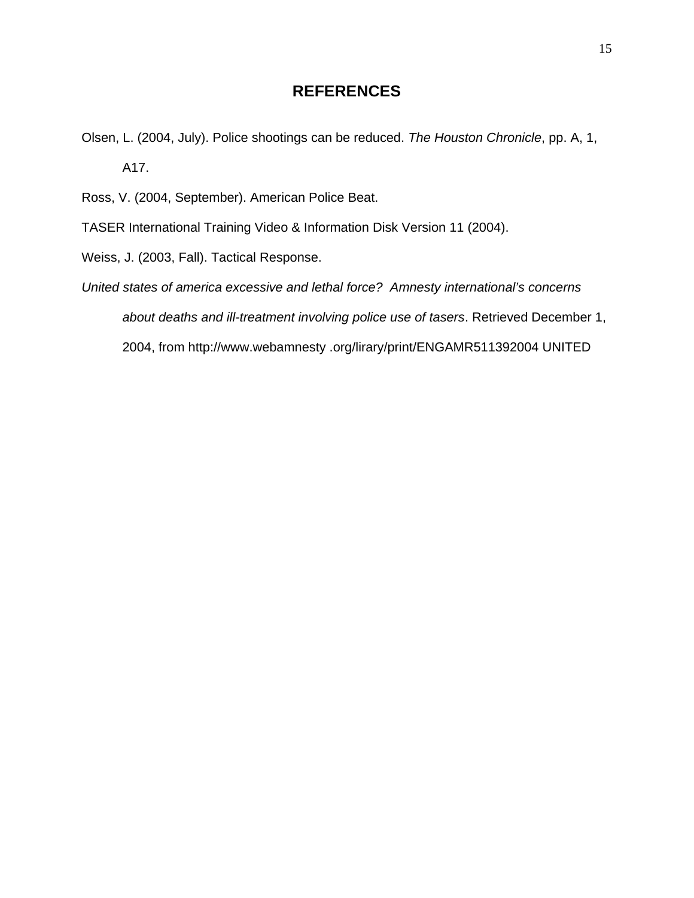# REFERENCES

Olsen, L. (2004, July). Police shootings can be reduced. *The Houston Chronicle*, pp. A, 1, A17.

Ross, V. (2004, September). American Police Beat.

TASER International Training Video & Information Disk Version 11 (2004).

Weiss, J. (2003, Fall). Tactical Response.

*United states of america excessive and lethal force? Amnesty international's concerns about deaths and ill-treatment involving police use of tasers*. Retrieved December 1, 2004, from http://www.webamnesty .org/lirary/print/ENGAMR511392004 UNITED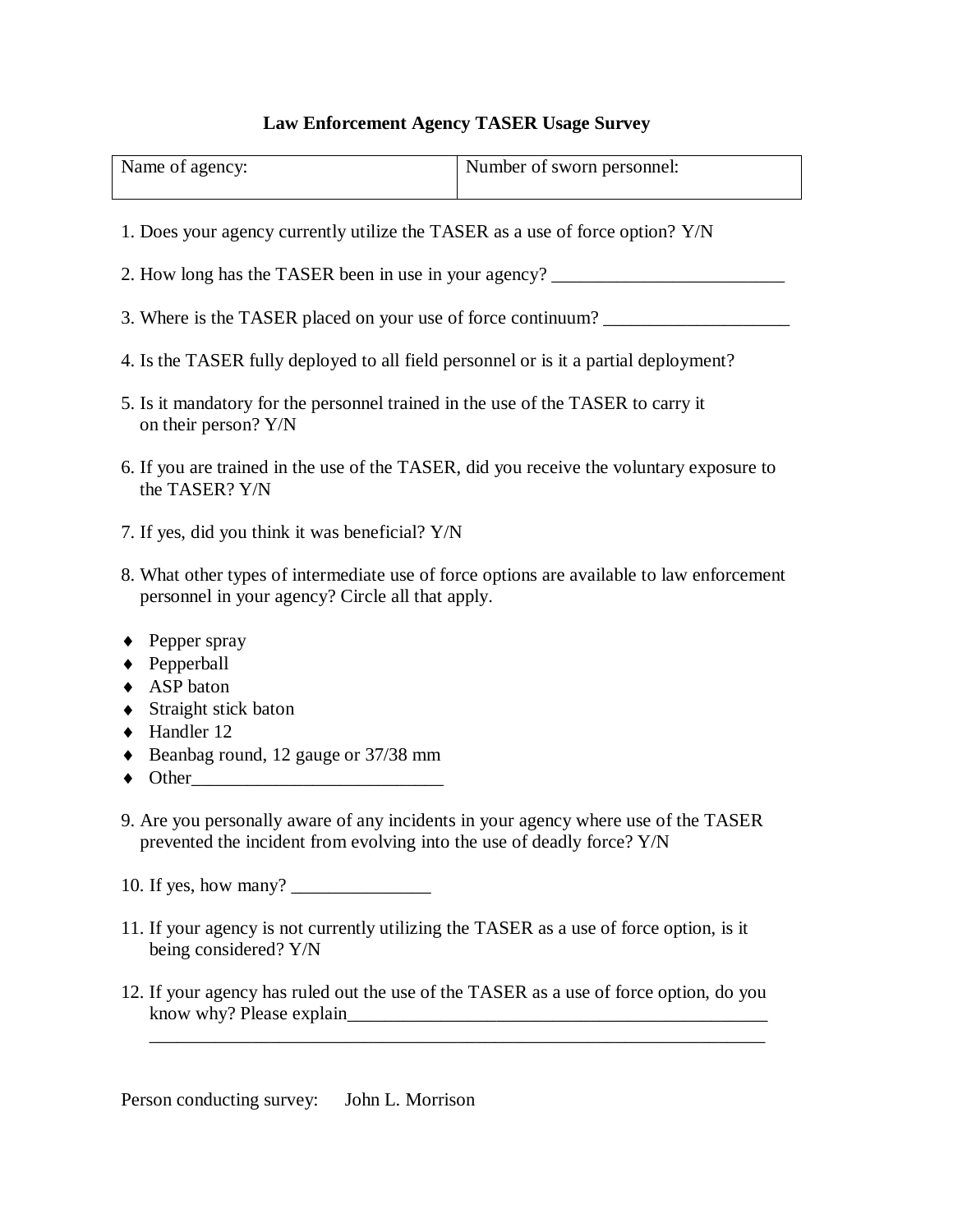# Law Enforcement Agency TASER Usage Survey

| Name of agency: | Number of sworn personnel: |
|---|---|

1. Does your agency currently utilize the TASER as a use of force option? Y/N

2. How long has the TASER been in use in your agency? _________________________

3. Where is the TASER placed on your use of force continuum? ____________________

4. Is the TASER fully deployed to all field personnel or is it a partial deployment?

5. Is it mandatory for the personnel trained in the use of the TASER to carry it on their person? Y/N

6. If you are trained in the use of the TASER, did you receive the voluntary exposure to the TASER? Y/N

7. If yes, did you think it was beneficial? Y/N

8. What other types of intermediate use of force options are available to law enforcement personnel in your agency? Circle all that apply.

- Pepper spray
- Pepperball
- ASP baton
- Straight stick baton
- Handler 12
- Beanbag round, 12 gauge or 37/38 mm
- Other___________________________

9. Are you personally aware of any incidents in your agency where use of the TASER prevented the incident from evolving into the use of deadly force? Y/N

10. If yes, how many? _______________

11. If your agency is not currently utilizing the TASER as a use of force option, is it being considered? Y/N

12. If your agency has ruled out the use of the TASER as a use of force option, do you know why? Please explain_______________________________________________
____________________________________________________________________

Person conducting survey: John L. Morrison